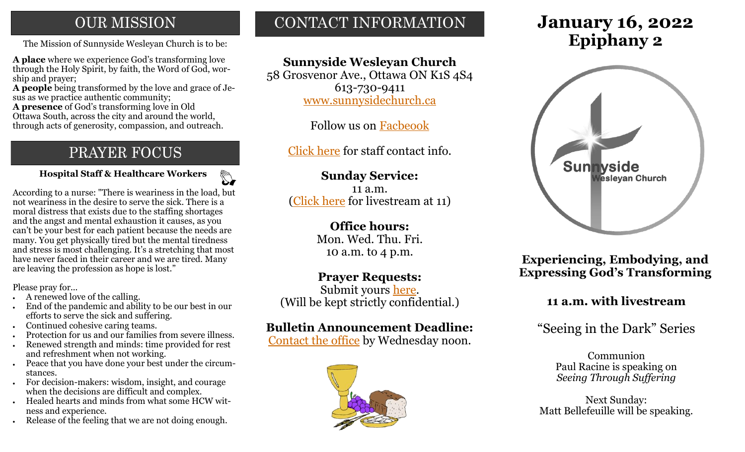## OUR MISSION

The Mission of Sunnyside Wesleyan Church is to be:

**A place** where we experience God's transforming love through the Holy Spirit, by faith, the Word of God, worship and prayer;
**A people** being transformed by the love and grace of Jesus as we practice authentic community;
**A presence** of God's transforming love in Old Ottawa South, across the city and around the world, through acts of generosity, compassion, and outreach.

## PRAYER FOCUS

**Hospital Staff & Healthcare Workers**

According to a nurse: "There is weariness in the load, but not weariness in the desire to serve the sick. There is a moral distress that exists due to the staffing shortages and the angst and mental exhaustion it causes, as you can't be your best for each patient because the needs are many. You get physically tired but the mental tiredness and stress is most challenging. It's a stretching that most have never faced in their career and we are tired. Many are leaving the profession as hope is lost."

Please pray for...

- A renewed love of the calling.
- End of the pandemic and ability to be our best in our efforts to serve the sick and suffering.
- Continued cohesive caring teams.
- Protection for us and our families from severe illness.
- Renewed strength and minds: time provided for rest and refreshment when not working.
- Peace that you have done your best under the circumstances.
- For decision-makers: wisdom, insight, and courage when the decisions are difficult and complex.
- Healed hearts and minds from what some HCW witness and experience.
- Release of the feeling that we are not doing enough.

## CONTACT INFORMATION

**Sunnyside Wesleyan Church**
58 Grosvenor Ave., Ottawa ON K1S 4S4
613-730-9411
www.sunnysidechurch.ca

Follow us on Facbeook

Click here for staff contact info.

**Sunday Service:**
11 a.m.
(Click here for livestream at 11)

**Office hours:**
Mon. Wed. Thu. Fri.
10 a.m. to 4 p.m.

**Prayer Requests:**
Submit yours here.
(Will be kept strictly confidential.)

**Bulletin Announcement Deadline:**
Contact the office by Wednesday noon.

# January 16, 2022
# Epiphany 2

Sunnyside Wesleyan Church

### Experiencing, Embodying, and Expressing God's Transforming

### 11 a.m. with livestream

"Seeing in the Dark" Series

Communion
Paul Racine is speaking on
*Seeing Through Suffering*

Next Sunday:
Matt Bellefeuille will be speaking.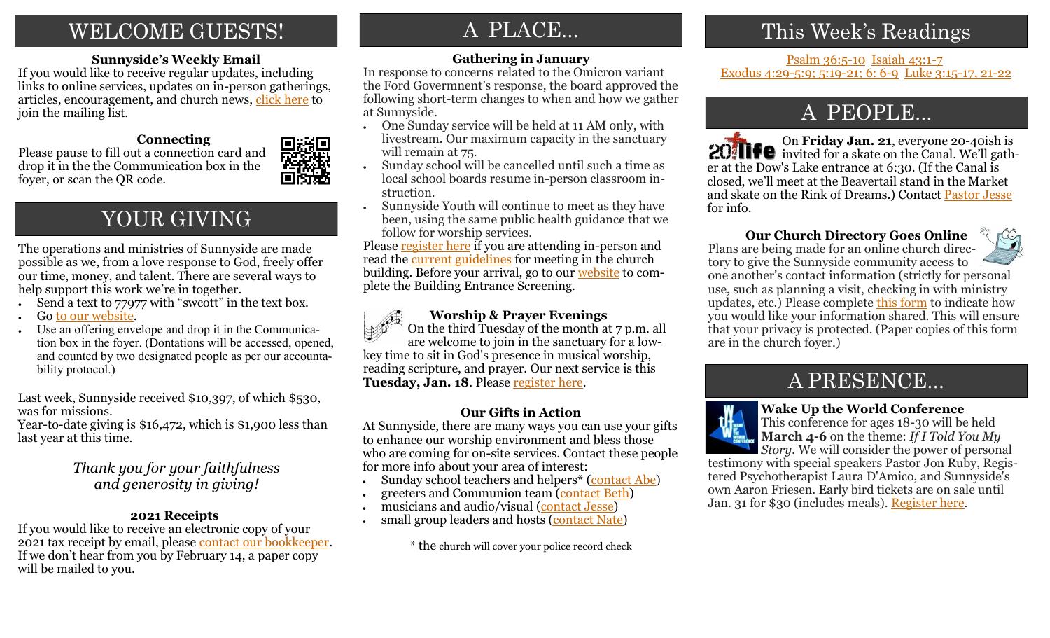# WELCOME GUESTS!

**Sunnyside's Weekly Email**

If you would like to receive regular updates, including links to online services, updates on in-person gatherings, articles, encouragement, and church news, click here to join the mailing list.

**Connecting**

Please pause to fill out a connection card and drop it in the the Communication box in the foyer, or scan the QR code.

# YOUR GIVING

The operations and ministries of Sunnyside are made possible as we, from a love response to God, freely offer our time, money, and talent. There are several ways to help support this work we're in together.

- Send a text to 77977 with "swcott" in the text box.
- Go to our website.
- Use an offering envelope and drop it in the Communication box in the foyer. (Dontations will be accessed, opened, and counted by two designated people as per our accountability protocol.)

Last week, Sunnyside received $10,397, of which $530, was for missions.

Year-to-date giving is $16,472, which is $1,900 less than last year at this time.

*Thank you for your faithfulness and generosity in giving!*

**2021 Receipts**

If you would like to receive an electronic copy of your 2021 tax receipt by email, please contact our bookkeeper. If we don't hear from you by February 14, a paper copy will be mailed to you.

# A PLACE...

**Gathering in January**

In response to concerns related to the Omicron variant the Ford Govermnent's response, the board approved the following short-term changes to when and how we gather at Sunnyside.

- One Sunday service will be held at 11 AM only, with livestream. Our maximum capacity in the sanctuary will remain at 75.
- Sunday school will be cancelled until such a time as local school boards resume in-person classroom instruction.
- Sunnyside Youth will continue to meet as they have been, using the same public health guidance that we follow for worship services.

Please register here if you are attending in-person and read the current guidelines for meeting in the church building. Before your arrival, go to our website to complete the Building Entrance Screening.

**Worship & Prayer Evenings**

On the third Tuesday of the month at 7 p.m. all are welcome to join in the sanctuary for a low-key time to sit in God's presence in musical worship, reading scripture, and prayer. Our next service is this **Tuesday, Jan. 18**. Please register here.

**Our Gifts in Action**

At Sunnyside, there are many ways you can use your gifts to enhance our worship environment and bless those who are coming for on-site services. Contact these people for more info about your area of interest:

- Sunday school teachers and helpers* (contact Abe)
- greeters and Communion team (contact Beth)
- musicians and audio/visual (contact Jesse)
- small group leaders and hosts (contact Nate)

\* the church will cover your police record check

# This Week's Readings

Psalm 36:5-10 Isaiah 43:1-7
Exodus 4:29-5:9; 5:19-21; 6: 6-9 Luke 3:15-17, 21-22

# A PEOPLE...

On **Friday Jan. 21**, everyone 20-40ish is invited for a skate on the Canal. We'll gather at the Dow's Lake entrance at 6:30. (If the Canal is closed, we'll meet at the Beavertail stand in the Market and skate on the Rink of Dreams.) Contact Pastor Jesse for info.

**Our Church Directory Goes Online**

Plans are being made for an online church directory to give the Sunnyside community access to one another's contact information (strictly for personal use, such as planning a visit, checking in with ministry updates, etc.) Please complete this form to indicate how you would like your information shared. This will ensure that your privacy is protected. (Paper copies of this form are in the church foyer.)

# A PRESENCE...

**Wake Up the World Conference**

This conference for ages 18-30 will be held **March 4-6** on the theme: *If I Told You My Story*. We will consider the power of personal testimony with special speakers Pastor Jon Ruby, Registered Psychotherapist Laura D'Amico, and Sunnyside's own Aaron Friesen. Early bird tickets are on sale until Jan. 31 for $30 (includes meals). Register here.